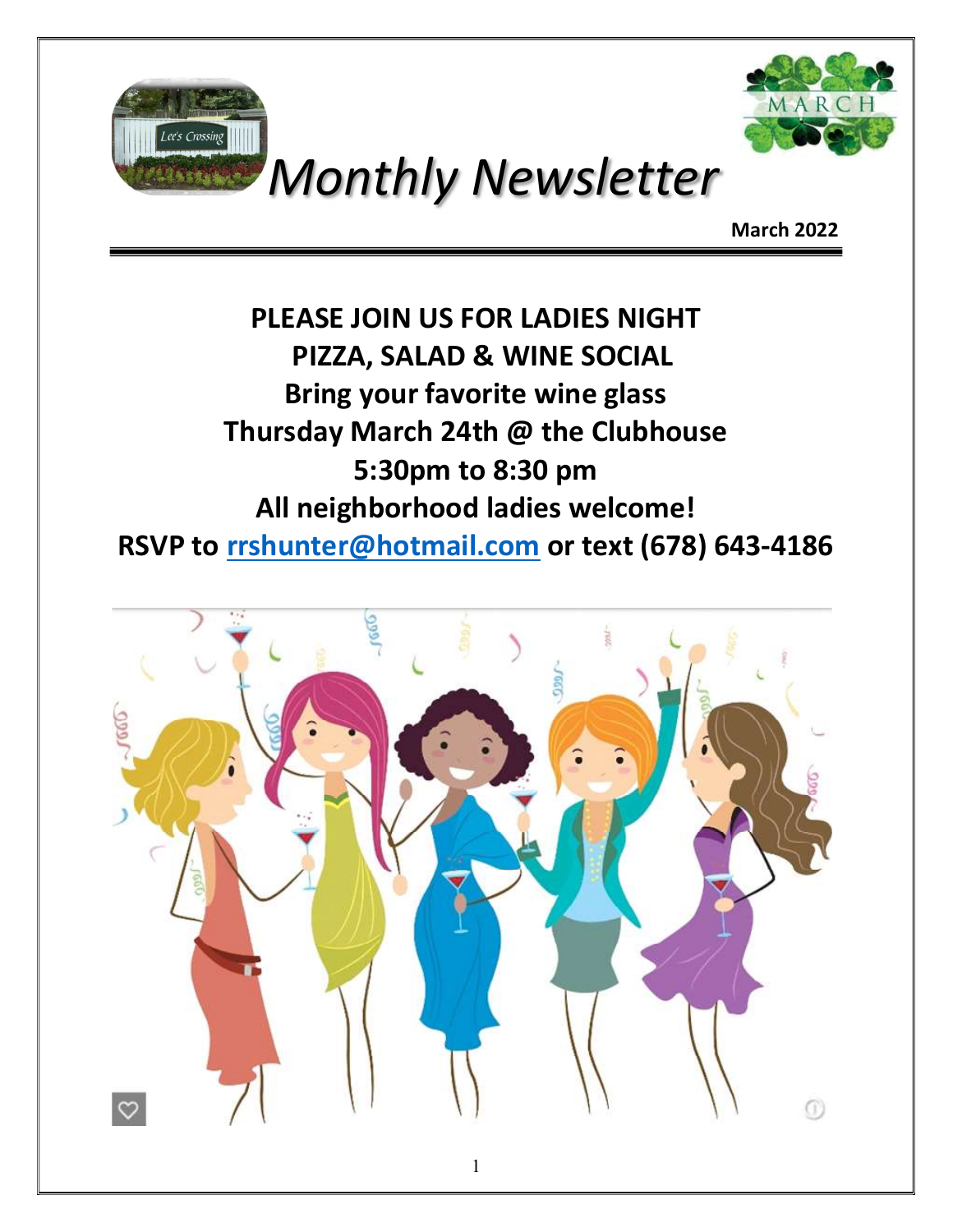# Monthly Newsletter

**March 2022**

**PLEASE JOIN US FOR LADIES NIGHT**
**PIZZA, SALAD & WINE SOCIAL**
**Bring your favorite wine glass**
**Thursday March 24th @ the Clubhouse**
**5:30pm to 8:30 pm**
**All neighborhood ladies welcome!**
**RSVP to rrshunter@hotmail.com or text (678) 643-4186**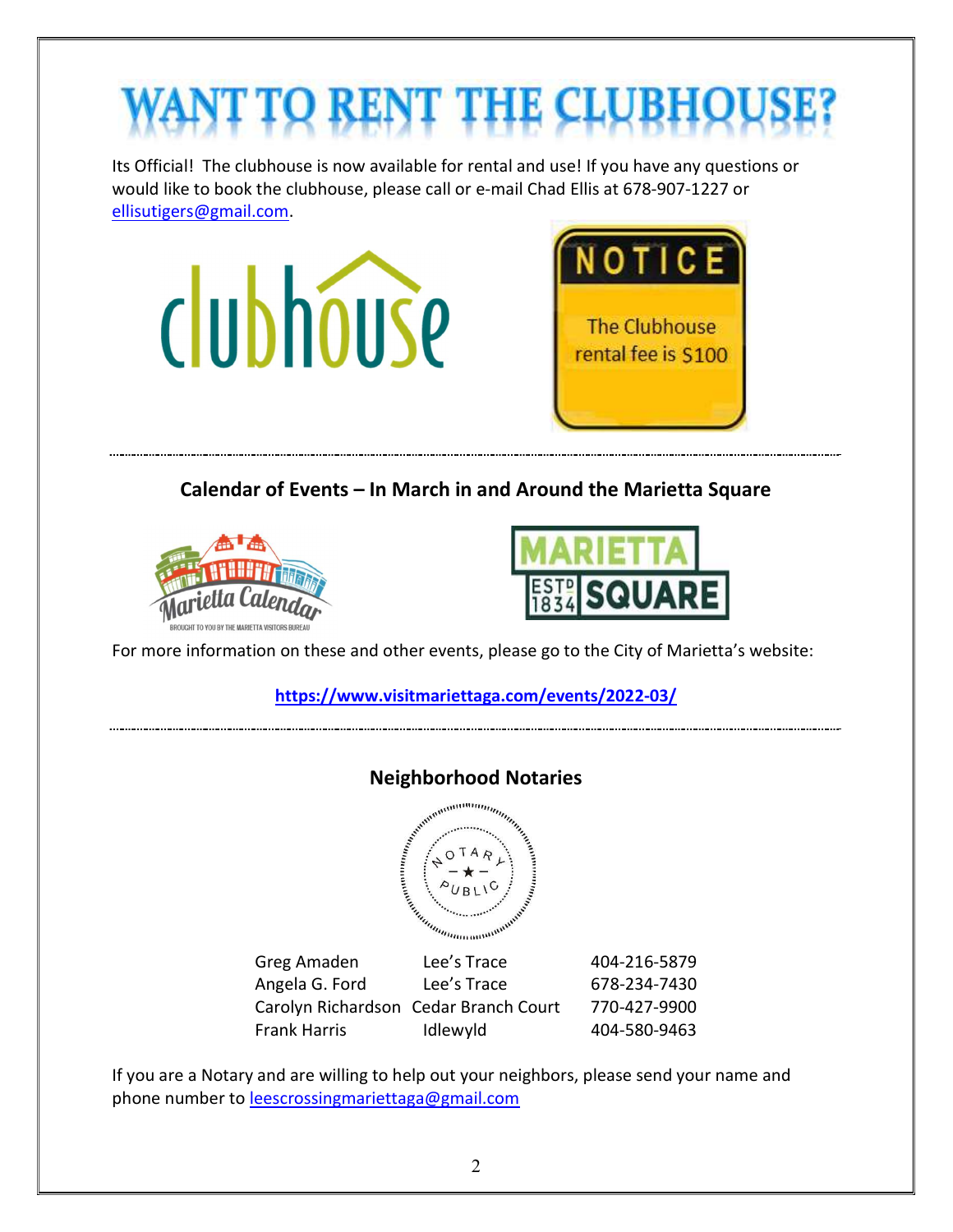# WANT TO RENT THE CLUBHOUSE?

Its Official! The clubhouse is now available for rental and use! If you have any questions or would like to book the clubhouse, please call or e-mail Chad Ellis at 678-907-1227 or ellisutigers@gmail.com.

clubhouse

**NOTICE**

The Clubhouse rental fee is $100

---

## Calendar of Events – In March in and Around the Marietta Square

Marietta Calendar — BROUGHT TO YOU BY THE MARIETTA VISITORS BUREAU

MARIETTA ESTD 1834 SQUARE

For more information on these and other events, please go to the City of Marietta's website:

**https://www.visitmariettaga.com/events/2022-03/**

---

## Neighborhood Notaries

| | | |
|---|---|---|
| Greg Amaden | Lee's Trace | 404-216-5879 |
| Angela G. Ford | Lee's Trace | 678-234-7430 |
| Carolyn Richardson | Cedar Branch Court | 770-427-9900 |
| Frank Harris | Idlewyld | 404-580-9463 |

If you are a Notary and are willing to help out your neighbors, please send your name and phone number to leescrossingmariettaga@gmail.com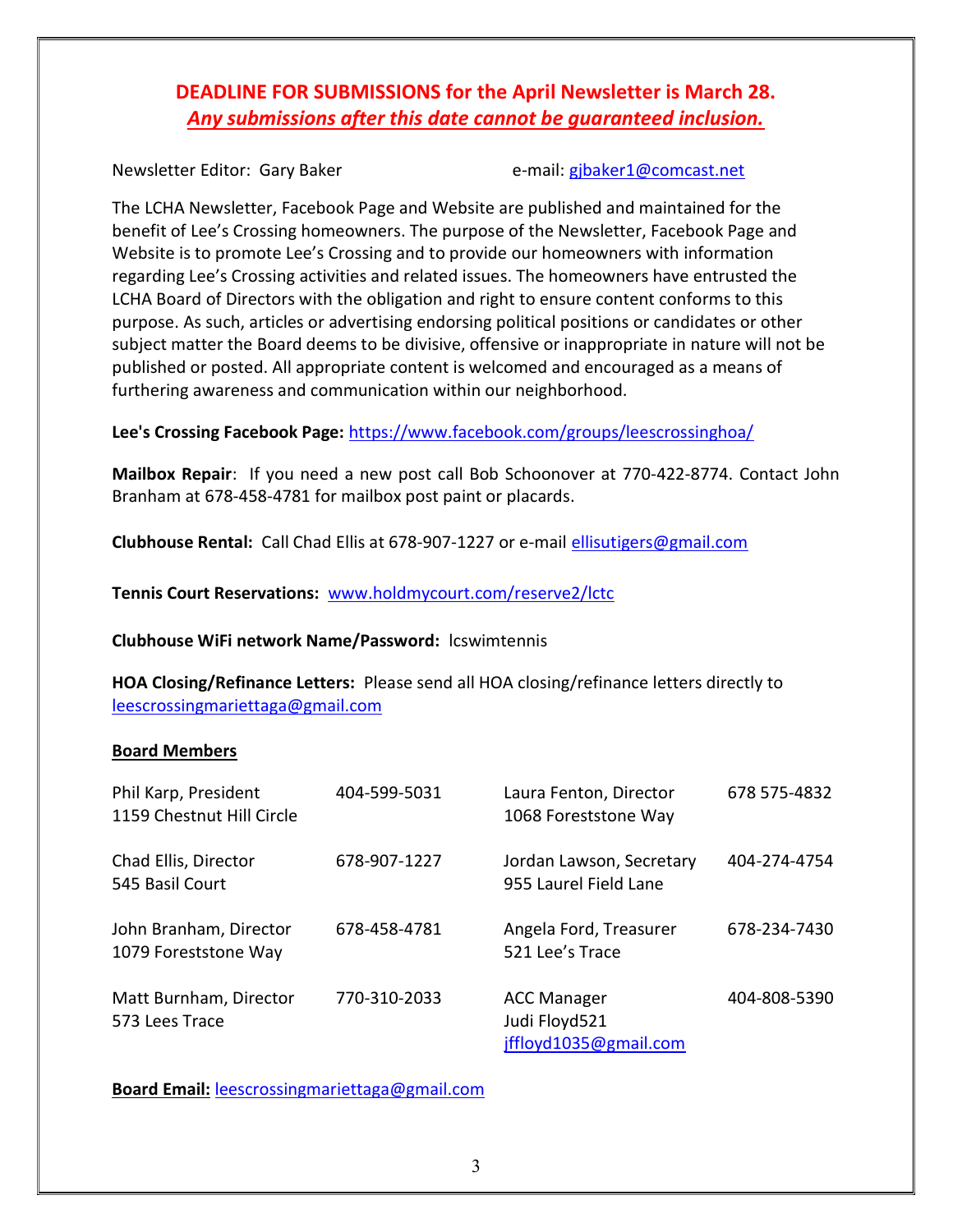**DEADLINE FOR SUBMISSIONS for the April Newsletter is March 28.**
***Any submissions after this date cannot be guaranteed inclusion.***

Newsletter Editor: Gary Baker e-mail: gjbaker1@comcast.net

The LCHA Newsletter, Facebook Page and Website are published and maintained for the benefit of Lee's Crossing homeowners. The purpose of the Newsletter, Facebook Page and Website is to promote Lee's Crossing and to provide our homeowners with information regarding Lee's Crossing activities and related issues. The homeowners have entrusted the LCHA Board of Directors with the obligation and right to ensure content conforms to this purpose. As such, articles or advertising endorsing political positions or candidates or other subject matter the Board deems to be divisive, offensive or inappropriate in nature will not be published or posted. All appropriate content is welcomed and encouraged as a means of furthering awareness and communication within our neighborhood.

**Lee's Crossing Facebook Page:** https://www.facebook.com/groups/leescrossinghoa/

**Mailbox Repair**: If you need a new post call Bob Schoonover at 770-422-8774. Contact John Branham at 678-458-4781 for mailbox post paint or placards.

**Clubhouse Rental:** Call Chad Ellis at 678-907-1227 or e-mail ellisutigers@gmail.com

**Tennis Court Reservations:** www.holdmycourt.com/reserve2/lctc

**Clubhouse WiFi network Name/Password:** lcswimtennis

**HOA Closing/Refinance Letters:** Please send all HOA closing/refinance letters directly to leescrossingmariettaga@gmail.com

**Board Members**

| | | | |
|---|---|---|---|
| Phil Karp, President<br>1159 Chestnut Hill Circle | 404-599-5031 | Laura Fenton, Director<br>1068 Foreststone Way | 678 575-4832 |
| Chad Ellis, Director<br>545 Basil Court | 678-907-1227 | Jordan Lawson, Secretary<br>955 Laurel Field Lane | 404-274-4754 |
| John Branham, Director<br>1079 Foreststone Way | 678-458-4781 | Angela Ford, Treasurer<br>521 Lee's Trace | 678-234-7430 |
| Matt Burnham, Director<br>573 Lees Trace | 770-310-2033 | ACC Manager<br>Judi Floyd521<br>jffloyd1035@gmail.com | 404-808-5390 |

**Board Email:** leescrossingmariettaga@gmail.com